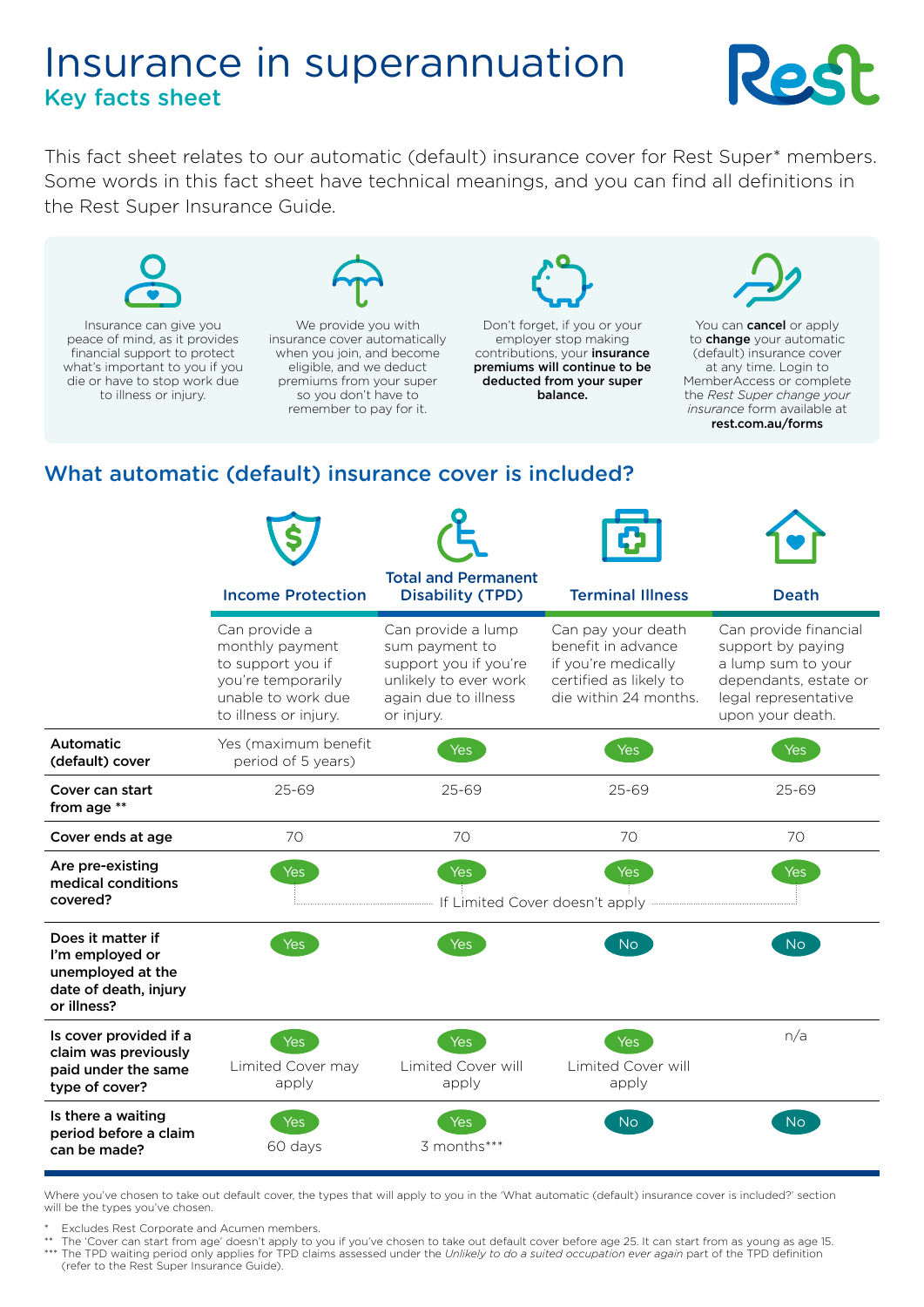# Insurance in superannuation

## Key facts sheet

This fact sheet relates to our automatic (default) insurance cover for Rest Super* members. Some words in this fact sheet have technical meanings, and you can find all definitions in the Rest Super Insurance Guide.

Insurance can give you peace of mind, as it provides financial support to protect what's important to you if you die or have to stop work due to illness or injury.

We provide you with insurance cover automatically when you join, and become eligible, and we deduct premiums from your super so you don't have to remember to pay for it.

Don't forget, if you or your employer stop making contributions, your **insurance premiums will continue to be deducted from your super balance.**

You can **cancel** or apply to **change** your automatic (default) insurance cover at any time. Login to MemberAccess or complete the *Rest Super change your insurance* form available at **rest.com.au/forms**

## What automatic (default) insurance cover is included?

| | Income Protection | Total and Permanent Disability (TPD) | Terminal Illness | Death |
|---|---|---|---|---|
| | Can provide a monthly payment to support you if you're temporarily unable to work due to illness or injury. | Can provide a lump sum payment to support you if you're unlikely to ever work again due to illness or injury. | Can pay your death benefit in advance if you're medically certified as likely to die within 24 months. | Can provide financial support by paying a lump sum to your dependants, estate or legal representative upon your death. |
| **Automatic (default) cover** | Yes (maximum benefit period of 5 years) | Yes | Yes | Yes |
| **Cover can start from age** ** | 25-69 | 25-69 | 25-69 | 25-69 |
| **Cover ends at age** | 70 | 70 | 70 | 70 |
| **Are pre-existing medical conditions covered?** | Yes (If Limited Cover doesn't apply) | Yes (If Limited Cover doesn't apply) | Yes (If Limited Cover doesn't apply) | Yes (If Limited Cover doesn't apply) |
| **Does it matter if I'm employed or unemployed at the date of death, injury or illness?** | Yes | Yes | No | No |
| **Is cover provided if a claim was previously paid under the same type of cover?** | Yes<br>Limited Cover may apply | Yes<br>Limited Cover will apply | Yes<br>Limited Cover will apply | n/a |
| **Is there a waiting period before a claim can be made?** | Yes<br>60 days | Yes<br>3 months*** | No | No |

Where you've chosen to take out default cover, the types that will apply to you in the 'What automatic (default) insurance cover is included?' section will be the types you've chosen.

\* Excludes Rest Corporate and Acumen members.

** The 'Cover can start from age' doesn't apply to you if you've chosen to take out default cover before age 25. It can start from as young as age 15.

*** The TPD waiting period only applies for TPD claims assessed under the *Unlikely to do a suited occupation ever again* part of the TPD definition (refer to the Rest Super Insurance Guide).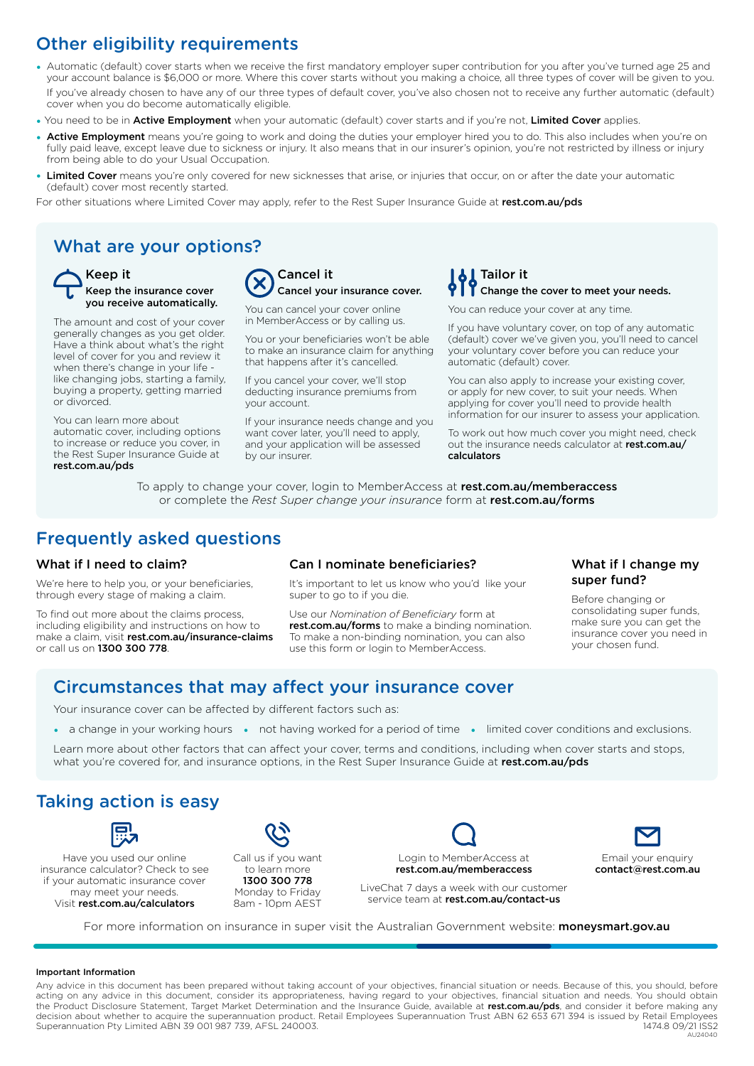## Other eligibility requirements

- Automatic (default) cover starts when we receive the first mandatory employer super contribution for you after you've turned age 25 and your account balance is $6,000 or more. Where this cover starts without you making a choice, all three types of cover will be given to you.

  If you've already chosen to have any of our three types of default cover, you've also chosen not to receive any further automatic (default) cover when you do become automatically eligible.
- You need to be in **Active Employment** when your automatic (default) cover starts and if you're not, **Limited Cover** applies.
- **Active Employment** means you're going to work and doing the duties your employer hired you to do. This also includes when you're on fully paid leave, except leave due to sickness or injury. It also means that in our insurer's opinion, you're not restricted by illness or injury from being able to do your Usual Occupation.
- **Limited Cover** means you're only covered for new sicknesses that arise, or injuries that occur, on or after the date your automatic (default) cover most recently started.

For other situations where Limited Cover may apply, refer to the Rest Super Insurance Guide at **rest.com.au/pds**

## What are your options?

### Keep it

**Keep the insurance cover you receive automatically.**

The amount and cost of your cover generally changes as you get older. Have a think about what's the right level of cover for you and review it when there's change in your life - like changing jobs, starting a family, buying a property, getting married or divorced.

You can learn more about automatic cover, including options to increase or reduce you cover, in the Rest Super Insurance Guide at **rest.com.au/pds**

### Cancel it

**Cancel your insurance cover.**

You can cancel your cover online in MemberAccess or by calling us.

You or your beneficiaries won't be able to make an insurance claim for anything that happens after it's cancelled.

If you cancel your cover, we'll stop deducting insurance premiums from your account.

If your insurance needs change and you want cover later, you'll need to apply, and your application will be assessed by our insurer.

### Tailor it

**Change the cover to meet your needs.**

You can reduce your cover at any time.

If you have voluntary cover, on top of any automatic (default) cover we've given you, you'll need to cancel your voluntary cover before you can reduce your automatic (default) cover.

You can also apply to increase your existing cover, or apply for new cover, to suit your needs. When applying for cover you'll need to provide health information for our insurer to assess your application.

To work out how much cover you might need, check out the insurance needs calculator at **rest.com.au/calculators**

To apply to change your cover, login to MemberAccess at **rest.com.au/memberaccess** or complete the *Rest Super change your insurance* form at **rest.com.au/forms**

## Frequently asked questions

### What if I need to claim?

We're here to help you, or your beneficiaries, through every stage of making a claim.

To find out more about the claims process, including eligibility and instructions on how to make a claim, visit **rest.com.au/insurance-claims** or call us on **1300 300 778**.

### Can I nominate beneficiaries?

It's important to let us know who you'd like your super to go to if you die.

Use our *Nomination of Beneficiary* form at **rest.com.au/forms** to make a binding nomination. To make a non-binding nomination, you can also use this form or login to MemberAccess.

### What if I change my super fund?

Before changing or consolidating super funds, make sure you can get the insurance cover you need in your chosen fund.

## Circumstances that may affect your insurance cover

Your insurance cover can be affected by different factors such as:

- a change in your working hours
- not having worked for a period of time
- limited cover conditions and exclusions.

Learn more about other factors that can affect your cover, terms and conditions, including when cover starts and stops, what you're covered for, and insurance options, in the Rest Super Insurance Guide at **rest.com.au/pds**

## Taking action is easy

Have you used our online insurance calculator? Check to see if your automatic insurance cover may meet your needs. Visit **rest.com.au/calculators**

Call us if you want to learn more **1300 300 778** Monday to Friday 8am - 10pm AEST

Login to MemberAccess at **rest.com.au/memberaccess**

LiveChat 7 days a week with our customer service team at **rest.com.au/contact-us**

Email your enquiry **contact@rest.com.au**

For more information on insurance in super visit the Australian Government website: **moneysmart.gov.au**

**Important Information**

Any advice in this document has been prepared without taking account of your objectives, financial situation or needs. Because of this, you should, before acting on any advice in this document, consider its appropriateness, having regard to your objectives, financial situation and needs. You should obtain the Product Disclosure Statement, Target Market Determination and the Insurance Guide, available at **rest.com.au/pds**, and consider it before making any decision about whether to acquire the superannuation product. Retail Employees Superannuation Trust ABN 62 653 671 394 is issued by Retail Employees Superannuation Pty Limited ABN 39 001 987 739, AFSL 240003.

1474.8 09/21 ISS2
AU24040